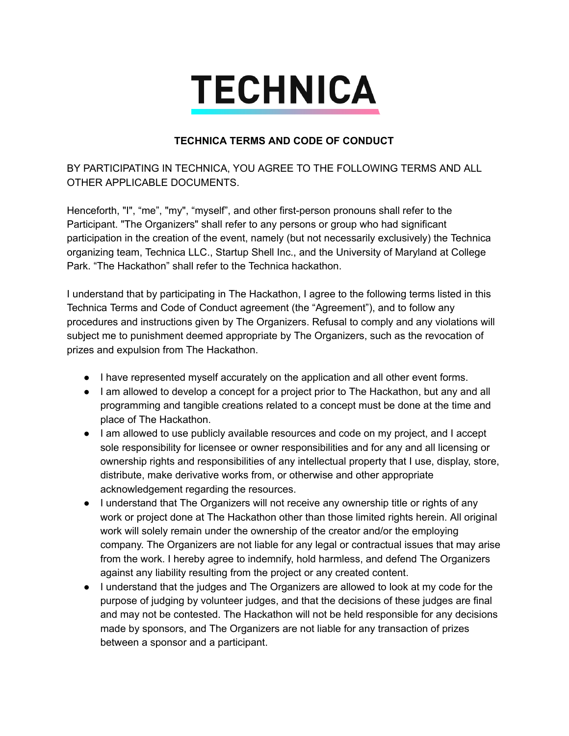# TECHNICA

**TECHNICA TERMS AND CODE OF CONDUCT**

BY PARTICIPATING IN TECHNICA, YOU AGREE TO THE FOLLOWING TERMS AND ALL OTHER APPLICABLE DOCUMENTS.

Henceforth, "I", "me", "my", "myself", and other first-person pronouns shall refer to the Participant. "The Organizers" shall refer to any persons or group who had significant participation in the creation of the event, namely (but not necessarily exclusively) the Technica organizing team, Technica LLC., Startup Shell Inc., and the University of Maryland at College Park. "The Hackathon" shall refer to the Technica hackathon.

I understand that by participating in The Hackathon, I agree to the following terms listed in this Technica Terms and Code of Conduct agreement (the "Agreement"), and to follow any procedures and instructions given by The Organizers. Refusal to comply and any violations will subject me to punishment deemed appropriate by The Organizers, such as the revocation of prizes and expulsion from The Hackathon.

- I have represented myself accurately on the application and all other event forms.
- I am allowed to develop a concept for a project prior to The Hackathon, but any and all programming and tangible creations related to a concept must be done at the time and place of The Hackathon.
- I am allowed to use publicly available resources and code on my project, and I accept sole responsibility for licensee or owner responsibilities and for any and all licensing or ownership rights and responsibilities of any intellectual property that I use, display, store, distribute, make derivative works from, or otherwise and other appropriate acknowledgement regarding the resources.
- I understand that The Organizers will not receive any ownership title or rights of any work or project done at The Hackathon other than those limited rights herein. All original work will solely remain under the ownership of the creator and/or the employing company. The Organizers are not liable for any legal or contractual issues that may arise from the work. I hereby agree to indemnify, hold harmless, and defend The Organizers against any liability resulting from the project or any created content.
- I understand that the judges and The Organizers are allowed to look at my code for the purpose of judging by volunteer judges, and that the decisions of these judges are final and may not be contested. The Hackathon will not be held responsible for any decisions made by sponsors, and The Organizers are not liable for any transaction of prizes between a sponsor and a participant.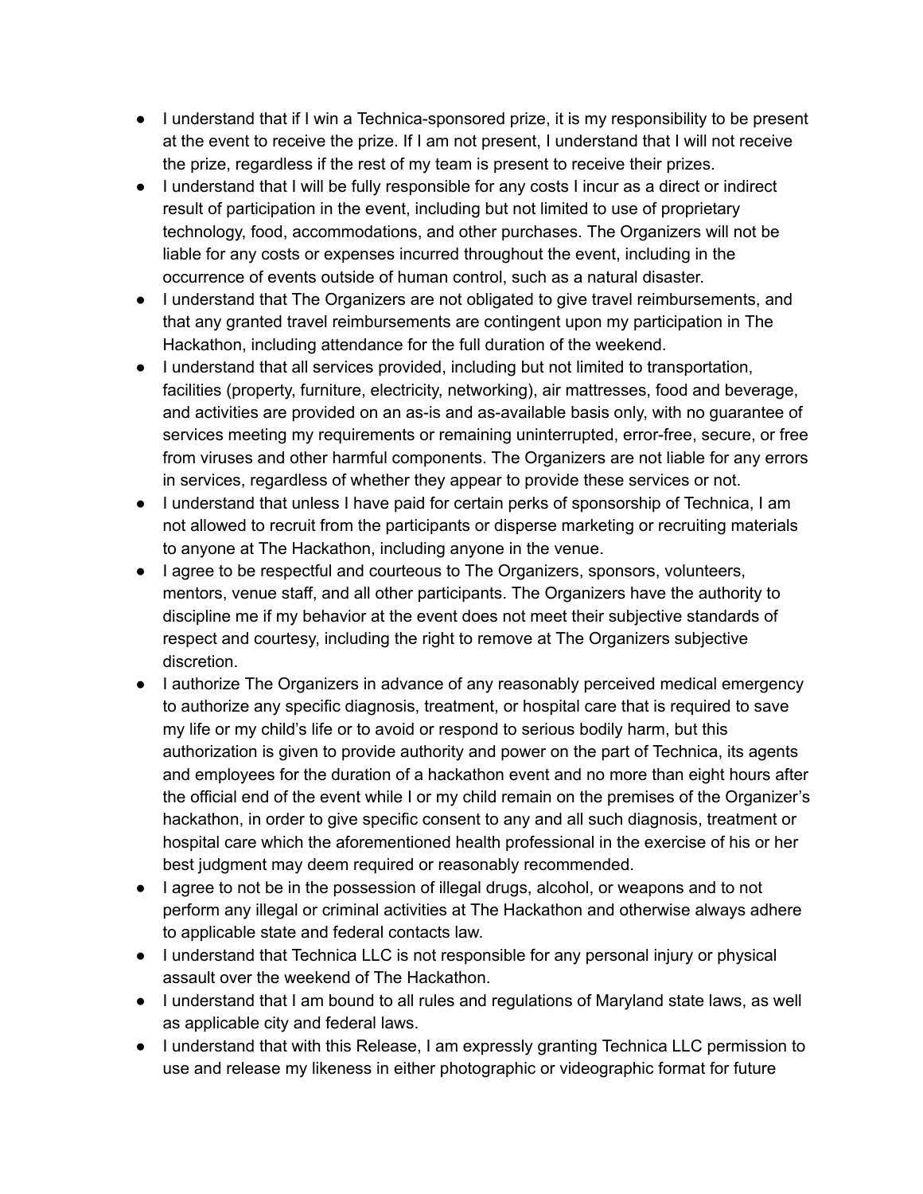- I understand that if I win a Technica-sponsored prize, it is my responsibility to be present at the event to receive the prize. If I am not present, I understand that I will not receive the prize, regardless if the rest of my team is present to receive their prizes.
- I understand that I will be fully responsible for any costs I incur as a direct or indirect result of participation in the event, including but not limited to use of proprietary technology, food, accommodations, and other purchases. The Organizers will not be liable for any costs or expenses incurred throughout the event, including in the occurrence of events outside of human control, such as a natural disaster.
- I understand that The Organizers are not obligated to give travel reimbursements, and that any granted travel reimbursements are contingent upon my participation in The Hackathon, including attendance for the full duration of the weekend.
- I understand that all services provided, including but not limited to transportation, facilities (property, furniture, electricity, networking), air mattresses, food and beverage, and activities are provided on an as-is and as-available basis only, with no guarantee of services meeting my requirements or remaining uninterrupted, error-free, secure, or free from viruses and other harmful components. The Organizers are not liable for any errors in services, regardless of whether they appear to provide these services or not.
- I understand that unless I have paid for certain perks of sponsorship of Technica, I am not allowed to recruit from the participants or disperse marketing or recruiting materials to anyone at The Hackathon, including anyone in the venue.
- I agree to be respectful and courteous to The Organizers, sponsors, volunteers, mentors, venue staff, and all other participants. The Organizers have the authority to discipline me if my behavior at the event does not meet their subjective standards of respect and courtesy, including the right to remove at The Organizers subjective discretion.
- I authorize The Organizers in advance of any reasonably perceived medical emergency to authorize any specific diagnosis, treatment, or hospital care that is required to save my life or my child's life or to avoid or respond to serious bodily harm, but this authorization is given to provide authority and power on the part of Technica, its agents and employees for the duration of a hackathon event and no more than eight hours after the official end of the event while I or my child remain on the premises of the Organizer's hackathon, in order to give specific consent to any and all such diagnosis, treatment or hospital care which the aforementioned health professional in the exercise of his or her best judgment may deem required or reasonably recommended.
- I agree to not be in the possession of illegal drugs, alcohol, or weapons and to not perform any illegal or criminal activities at The Hackathon and otherwise always adhere to applicable state and federal contacts law.
- I understand that Technica LLC is not responsible for any personal injury or physical assault over the weekend of The Hackathon.
- I understand that I am bound to all rules and regulations of Maryland state laws, as well as applicable city and federal laws.
- I understand that with this Release, I am expressly granting Technica LLC permission to use and release my likeness in either photographic or videographic format for future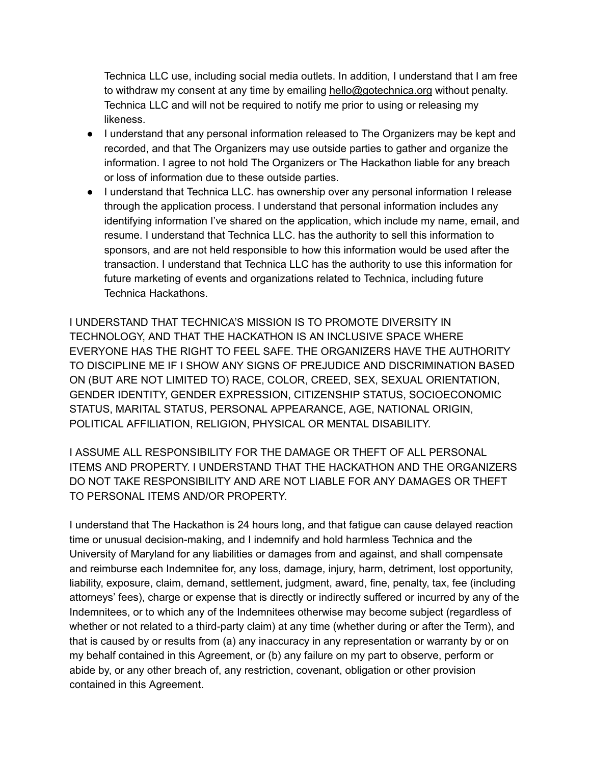Technica LLC use, including social media outlets. In addition, I understand that I am free to withdraw my consent at any time by emailing hello@gotechnica.org without penalty. Technica LLC and will not be required to notify me prior to using or releasing my likeness.

- I understand that any personal information released to The Organizers may be kept and recorded, and that The Organizers may use outside parties to gather and organize the information. I agree to not hold The Organizers or The Hackathon liable for any breach or loss of information due to these outside parties.
- I understand that Technica LLC. has ownership over any personal information I release through the application process. I understand that personal information includes any identifying information I've shared on the application, which include my name, email, and resume. I understand that Technica LLC. has the authority to sell this information to sponsors, and are not held responsible to how this information would be used after the transaction. I understand that Technica LLC has the authority to use this information for future marketing of events and organizations related to Technica, including future Technica Hackathons.

I UNDERSTAND THAT TECHNICA'S MISSION IS TO PROMOTE DIVERSITY IN TECHNOLOGY, AND THAT THE HACKATHON IS AN INCLUSIVE SPACE WHERE EVERYONE HAS THE RIGHT TO FEEL SAFE. THE ORGANIZERS HAVE THE AUTHORITY TO DISCIPLINE ME IF I SHOW ANY SIGNS OF PREJUDICE AND DISCRIMINATION BASED ON (BUT ARE NOT LIMITED TO) RACE, COLOR, CREED, SEX, SEXUAL ORIENTATION, GENDER IDENTITY, GENDER EXPRESSION, CITIZENSHIP STATUS, SOCIOECONOMIC STATUS, MARITAL STATUS, PERSONAL APPEARANCE, AGE, NATIONAL ORIGIN, POLITICAL AFFILIATION, RELIGION, PHYSICAL OR MENTAL DISABILITY.

I ASSUME ALL RESPONSIBILITY FOR THE DAMAGE OR THEFT OF ALL PERSONAL ITEMS AND PROPERTY. I UNDERSTAND THAT THE HACKATHON AND THE ORGANIZERS DO NOT TAKE RESPONSIBILITY AND ARE NOT LIABLE FOR ANY DAMAGES OR THEFT TO PERSONAL ITEMS AND/OR PROPERTY.

I understand that The Hackathon is 24 hours long, and that fatigue can cause delayed reaction time or unusual decision-making, and I indemnify and hold harmless Technica and the University of Maryland for any liabilities or damages from and against, and shall compensate and reimburse each Indemnitee for, any loss, damage, injury, harm, detriment, lost opportunity, liability, exposure, claim, demand, settlement, judgment, award, fine, penalty, tax, fee (including attorneys' fees), charge or expense that is directly or indirectly suffered or incurred by any of the Indemnitees, or to which any of the Indemnitees otherwise may become subject (regardless of whether or not related to a third-party claim) at any time (whether during or after the Term), and that is caused by or results from (a) any inaccuracy in any representation or warranty by or on my behalf contained in this Agreement, or (b) any failure on my part to observe, perform or abide by, or any other breach of, any restriction, covenant, obligation or other provision contained in this Agreement.